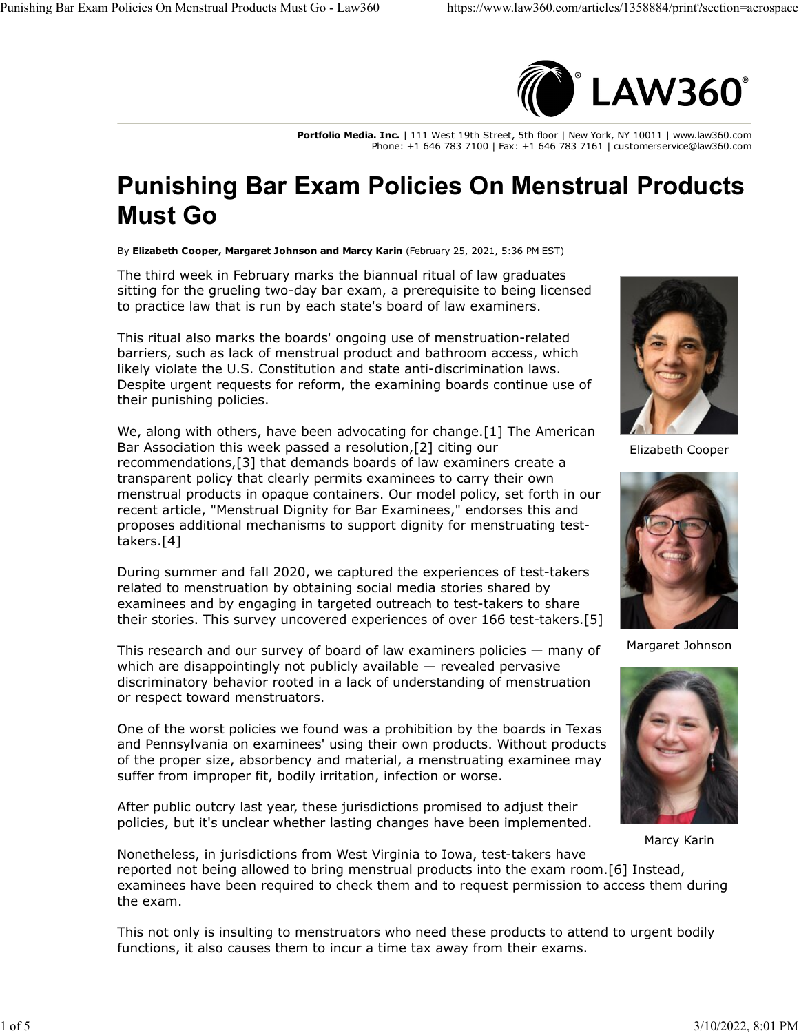Portfolio Media. Inc. | 111 West 19th Street, 5th floor | New York, NY 10011 | www.law360.com
Phone: +1 646 783 7100 | Fax: +1 646 783 7161 | customerservice@law360.com

# Punishing Bar Exam Policies On Menstrual Products Must Go

By **Elizabeth Cooper, Margaret Johnson and Marcy Karin** (February 25, 2021, 5:36 PM EST)

The third week in February marks the biannual ritual of law graduates sitting for the grueling two-day bar exam, a prerequisite to being licensed to practice law that is run by each state's board of law examiners.

This ritual also marks the boards' ongoing use of menstruation-related barriers, such as lack of menstrual product and bathroom access, which likely violate the U.S. Constitution and state anti-discrimination laws. Despite urgent requests for reform, the examining boards continue use of their punishing policies.

We, along with others, have been advocating for change.[1] The American Bar Association this week passed a resolution,[2] citing our recommendations,[3] that demands boards of law examiners create a transparent policy that clearly permits examinees to carry their own menstrual products in opaque containers. Our model policy, set forth in our recent article, "Menstrual Dignity for Bar Examinees," endorses this and proposes additional mechanisms to support dignity for menstruating test-takers.[4]

During summer and fall 2020, we captured the experiences of test-takers related to menstruation by obtaining social media stories shared by examinees and by engaging in targeted outreach to test-takers to share their stories. This survey uncovered experiences of over 166 test-takers.[5]

This research and our survey of board of law examiners policies — many of which are disappointingly not publicly available — revealed pervasive discriminatory behavior rooted in a lack of understanding of menstruation or respect toward menstruators.

One of the worst policies we found was a prohibition by the boards in Texas and Pennsylvania on examinees' using their own products. Without products of the proper size, absorbency and material, a menstruating examinee may suffer from improper fit, bodily irritation, infection or worse.

After public outcry last year, these jurisdictions promised to adjust their policies, but it's unclear whether lasting changes have been implemented.

Nonetheless, in jurisdictions from West Virginia to Iowa, test-takers have reported not being allowed to bring menstrual products into the exam room.[6] Instead, examinees have been required to check them and to request permission to access them during the exam.

This not only is insulting to menstruators who need these products to attend to urgent bodily functions, it also causes them to incur a time tax away from their exams.

Elizabeth Cooper

Margaret Johnson

Marcy Karin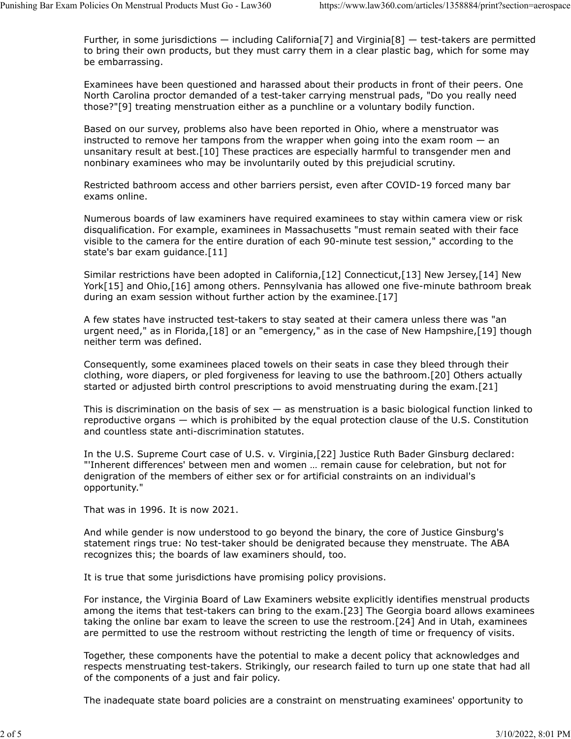Further, in some jurisdictions — including California[7] and Virginia[8] — test-takers are permitted to bring their own products, but they must carry them in a clear plastic bag, which for some may be embarrassing.

Examinees have been questioned and harassed about their products in front of their peers. One North Carolina proctor demanded of a test-taker carrying menstrual pads, "Do you really need those?"[9] treating menstruation either as a punchline or a voluntary bodily function.

Based on our survey, problems also have been reported in Ohio, where a menstruator was instructed to remove her tampons from the wrapper when going into the exam room — an unsanitary result at best.[10] These practices are especially harmful to transgender men and nonbinary examinees who may be involuntarily outed by this prejudicial scrutiny.

Restricted bathroom access and other barriers persist, even after COVID-19 forced many bar exams online.

Numerous boards of law examiners have required examinees to stay within camera view or risk disqualification. For example, examinees in Massachusetts "must remain seated with their face visible to the camera for the entire duration of each 90-minute test session," according to the state's bar exam guidance.[11]

Similar restrictions have been adopted in California,[12] Connecticut,[13] New Jersey,[14] New York[15] and Ohio,[16] among others. Pennsylvania has allowed one five-minute bathroom break during an exam session without further action by the examinee.[17]

A few states have instructed test-takers to stay seated at their camera unless there was "an urgent need," as in Florida,[18] or an "emergency," as in the case of New Hampshire,[19] though neither term was defined.

Consequently, some examinees placed towels on their seats in case they bleed through their clothing, wore diapers, or pled forgiveness for leaving to use the bathroom.[20] Others actually started or adjusted birth control prescriptions to avoid menstruating during the exam.[21]

This is discrimination on the basis of sex — as menstruation is a basic biological function linked to reproductive organs — which is prohibited by the equal protection clause of the U.S. Constitution and countless state anti-discrimination statutes.

In the U.S. Supreme Court case of U.S. v. Virginia,[22] Justice Ruth Bader Ginsburg declared: "'Inherent differences' between men and women … remain cause for celebration, but not for denigration of the members of either sex or for artificial constraints on an individual's opportunity."

That was in 1996. It is now 2021.

And while gender is now understood to go beyond the binary, the core of Justice Ginsburg's statement rings true: No test-taker should be denigrated because they menstruate. The ABA recognizes this; the boards of law examiners should, too.

It is true that some jurisdictions have promising policy provisions.

For instance, the Virginia Board of Law Examiners website explicitly identifies menstrual products among the items that test-takers can bring to the exam.[23] The Georgia board allows examinees taking the online bar exam to leave the screen to use the restroom.[24] And in Utah, examinees are permitted to use the restroom without restricting the length of time or frequency of visits.

Together, these components have the potential to make a decent policy that acknowledges and respects menstruating test-takers. Strikingly, our research failed to turn up one state that had all of the components of a just and fair policy.

The inadequate state board policies are a constraint on menstruating examinees' opportunity to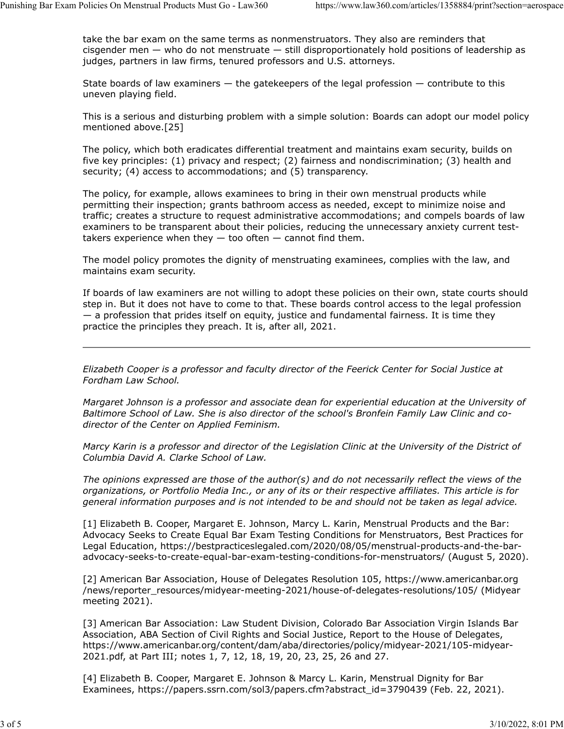take the bar exam on the same terms as nonmenstruators. They also are reminders that cisgender men — who do not menstruate — still disproportionately hold positions of leadership as judges, partners in law firms, tenured professors and U.S. attorneys.

State boards of law examiners — the gatekeepers of the legal profession — contribute to this uneven playing field.

This is a serious and disturbing problem with a simple solution: Boards can adopt our model policy mentioned above.[25]

The policy, which both eradicates differential treatment and maintains exam security, builds on five key principles: (1) privacy and respect; (2) fairness and nondiscrimination; (3) health and security; (4) access to accommodations; and (5) transparency.

The policy, for example, allows examinees to bring in their own menstrual products while permitting their inspection; grants bathroom access as needed, except to minimize noise and traffic; creates a structure to request administrative accommodations; and compels boards of law examiners to be transparent about their policies, reducing the unnecessary anxiety current test-takers experience when they — too often — cannot find them.

The model policy promotes the dignity of menstruating examinees, complies with the law, and maintains exam security.

If boards of law examiners are not willing to adopt these policies on their own, state courts should step in. But it does not have to come to that. These boards control access to the legal profession — a profession that prides itself on equity, justice and fundamental fairness. It is time they practice the principles they preach. It is, after all, 2021.

---

*Elizabeth Cooper is a professor and faculty director of the Feerick Center for Social Justice at Fordham Law School.*

*Margaret Johnson is a professor and associate dean for experiential education at the University of Baltimore School of Law. She is also director of the school's Bronfein Family Law Clinic and co-director of the Center on Applied Feminism.*

*Marcy Karin is a professor and director of the Legislation Clinic at the University of the District of Columbia David A. Clarke School of Law.*

*The opinions expressed are those of the author(s) and do not necessarily reflect the views of the organizations, or Portfolio Media Inc., or any of its or their respective affiliates. This article is for general information purposes and is not intended to be and should not be taken as legal advice.*

[1] Elizabeth B. Cooper, Margaret E. Johnson, Marcy L. Karin, Menstrual Products and the Bar: Advocacy Seeks to Create Equal Bar Exam Testing Conditions for Menstruators, Best Practices for Legal Education, https://bestpracticeslegaled.com/2020/08/05/menstrual-products-and-the-bar-advocacy-seeks-to-create-equal-bar-exam-testing-conditions-for-menstruators/ (August 5, 2020).

[2] American Bar Association, House of Delegates Resolution 105, https://www.americanbar.org/news/reporter_resources/midyear-meeting-2021/house-of-delegates-resolutions/105/ (Midyear meeting 2021).

[3] American Bar Association: Law Student Division, Colorado Bar Association Virgin Islands Bar Association, ABA Section of Civil Rights and Social Justice, Report to the House of Delegates, https://www.americanbar.org/content/dam/aba/directories/policy/midyear-2021/105-midyear-2021.pdf, at Part III; notes 1, 7, 12, 18, 19, 20, 23, 25, 26 and 27.

[4] Elizabeth B. Cooper, Margaret E. Johnson & Marcy L. Karin, Menstrual Dignity for Bar Examinees, https://papers.ssrn.com/sol3/papers.cfm?abstract_id=3790439 (Feb. 22, 2021).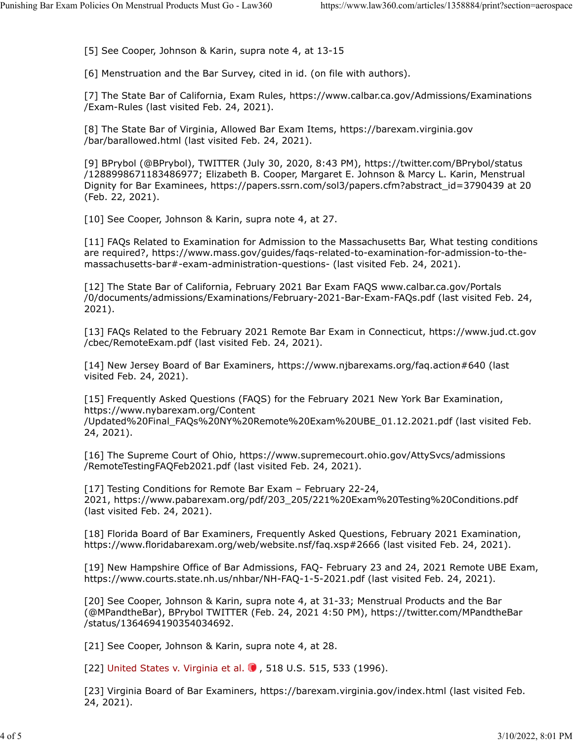[5] See Cooper, Johnson & Karin, supra note 4, at 13-15

[6] Menstruation and the Bar Survey, cited in id. (on file with authors).

[7] The State Bar of California, Exam Rules, https://www.calbar.ca.gov/Admissions/Examinations/Exam-Rules (last visited Feb. 24, 2021).

[8] The State Bar of Virginia, Allowed Bar Exam Items, https://barexam.virginia.gov/bar/barallowed.html (last visited Feb. 24, 2021).

[9] BPrybol (@BPrybol), TWITTER (July 30, 2020, 8:43 PM), https://twitter.com/BPrybol/status/1288998671183486977; Elizabeth B. Cooper, Margaret E. Johnson & Marcy L. Karin, Menstrual Dignity for Bar Examinees, https://papers.ssrn.com/sol3/papers.cfm?abstract_id=3790439 at 20 (Feb. 22, 2021).

[10] See Cooper, Johnson & Karin, supra note 4, at 27.

[11] FAQs Related to Examination for Admission to the Massachusetts Bar, What testing conditions are required?, https://www.mass.gov/guides/faqs-related-to-examination-for-admission-to-the-massachusetts-bar#-exam-administration-questions- (last visited Feb. 24, 2021).

[12] The State Bar of California, February 2021 Bar Exam FAQS www.calbar.ca.gov/Portals/0/documents/admissions/Examinations/February-2021-Bar-Exam-FAQs.pdf (last visited Feb. 24, 2021).

[13] FAQs Related to the February 2021 Remote Bar Exam in Connecticut, https://www.jud.ct.gov/cbec/RemoteExam.pdf (last visited Feb. 24, 2021).

[14] New Jersey Board of Bar Examiners, https://www.njbarexams.org/faq.action#640 (last visited Feb. 24, 2021).

[15] Frequently Asked Questions (FAQS) for the February 2021 New York Bar Examination, https://www.nybarexam.org/Content/Updated%20Final_FAQs%20NY%20Remote%20Exam%20UBE_01.12.2021.pdf (last visited Feb. 24, 2021).

[16] The Supreme Court of Ohio, https://www.supremecourt.ohio.gov/AttySvcs/admissions/RemoteTestingFAQFeb2021.pdf (last visited Feb. 24, 2021).

[17] Testing Conditions for Remote Bar Exam – February 22-24, 2021, https://www.pabarexam.org/pdf/203_205/221%20Exam%20Testing%20Conditions.pdf (last visited Feb. 24, 2021).

[18] Florida Board of Bar Examiners, Frequently Asked Questions, February 2021 Examination, https://www.floridabarexam.org/web/website.nsf/faq.xsp#2666 (last visited Feb. 24, 2021).

[19] New Hampshire Office of Bar Admissions, FAQ- February 23 and 24, 2021 Remote UBE Exam, https://www.courts.state.nh.us/nhbar/NH-FAQ-1-5-2021.pdf (last visited Feb. 24, 2021).

[20] See Cooper, Johnson & Karin, supra note 4, at 31-33; Menstrual Products and the Bar (@MPandtheBar), BPrybol TWITTER (Feb. 24, 2021 4:50 PM), https://twitter.com/MPandtheBar/status/1364694190354034692.

[21] See Cooper, Johnson & Karin, supra note 4, at 28.

[22] United States v. Virginia et al., 518 U.S. 515, 533 (1996).

[23] Virginia Board of Bar Examiners, https://barexam.virginia.gov/index.html (last visited Feb. 24, 2021).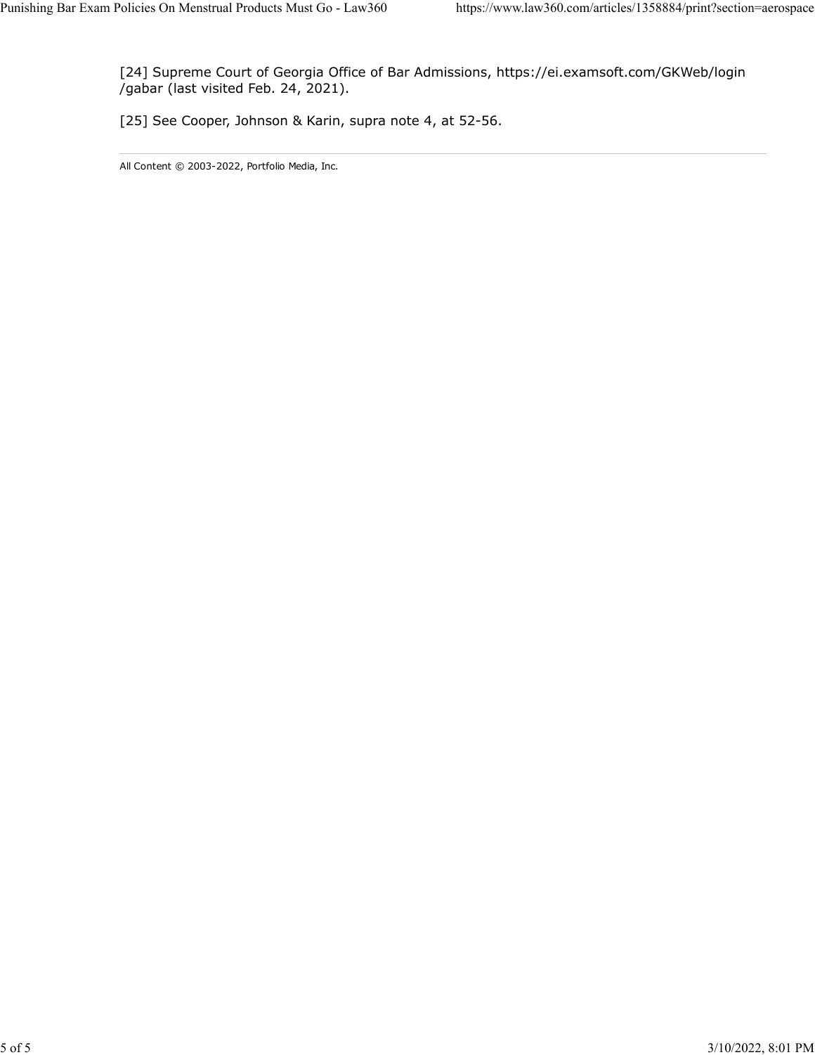[24] Supreme Court of Georgia Office of Bar Admissions, https://ei.examsoft.com/GKWeb/login/gabar (last visited Feb. 24, 2021).

[25] See Cooper, Johnson & Karin, supra note 4, at 52-56.

---

All Content © 2003-2022, Portfolio Media, Inc.